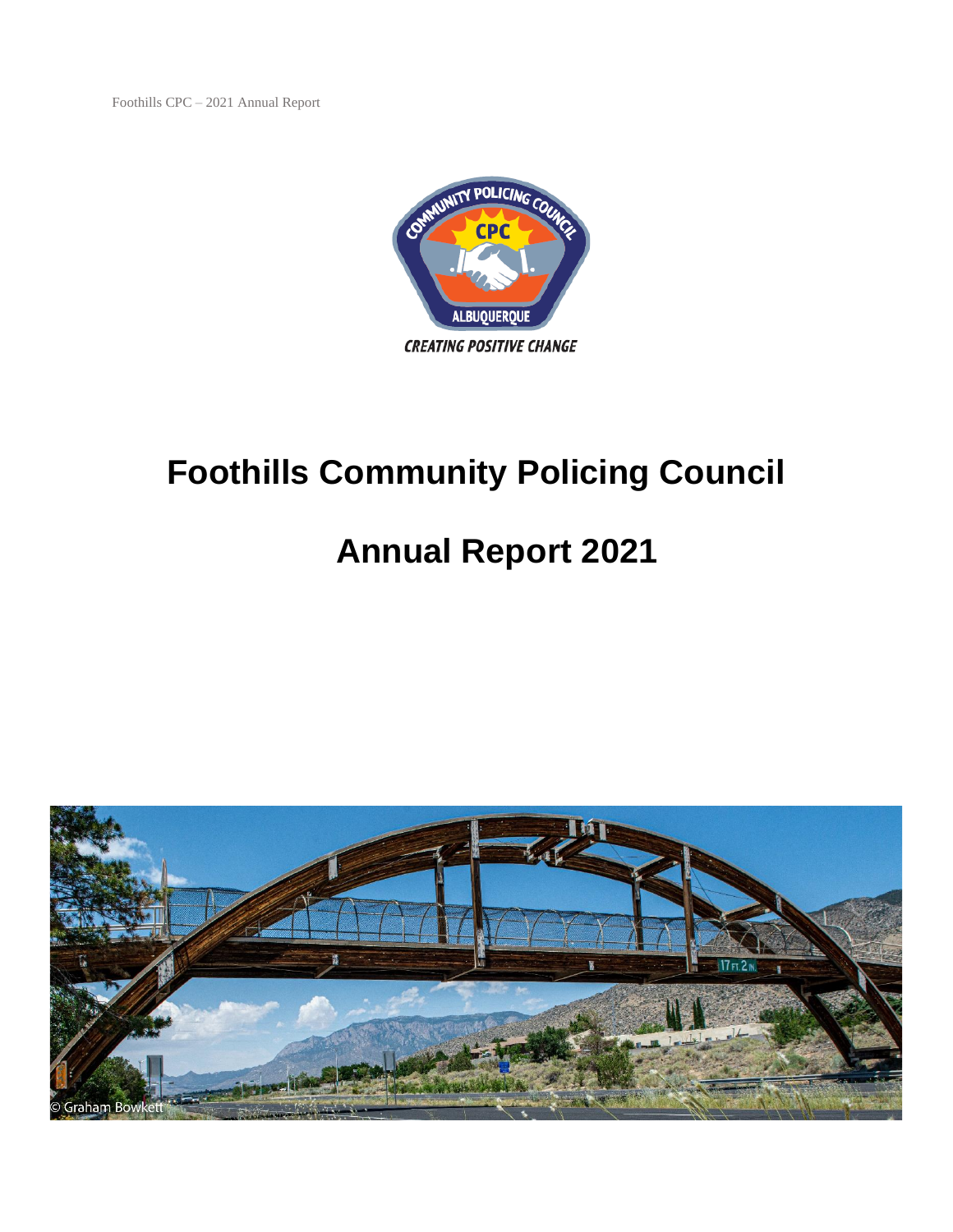# Foothills Community Policing Council

# Annual Report 2021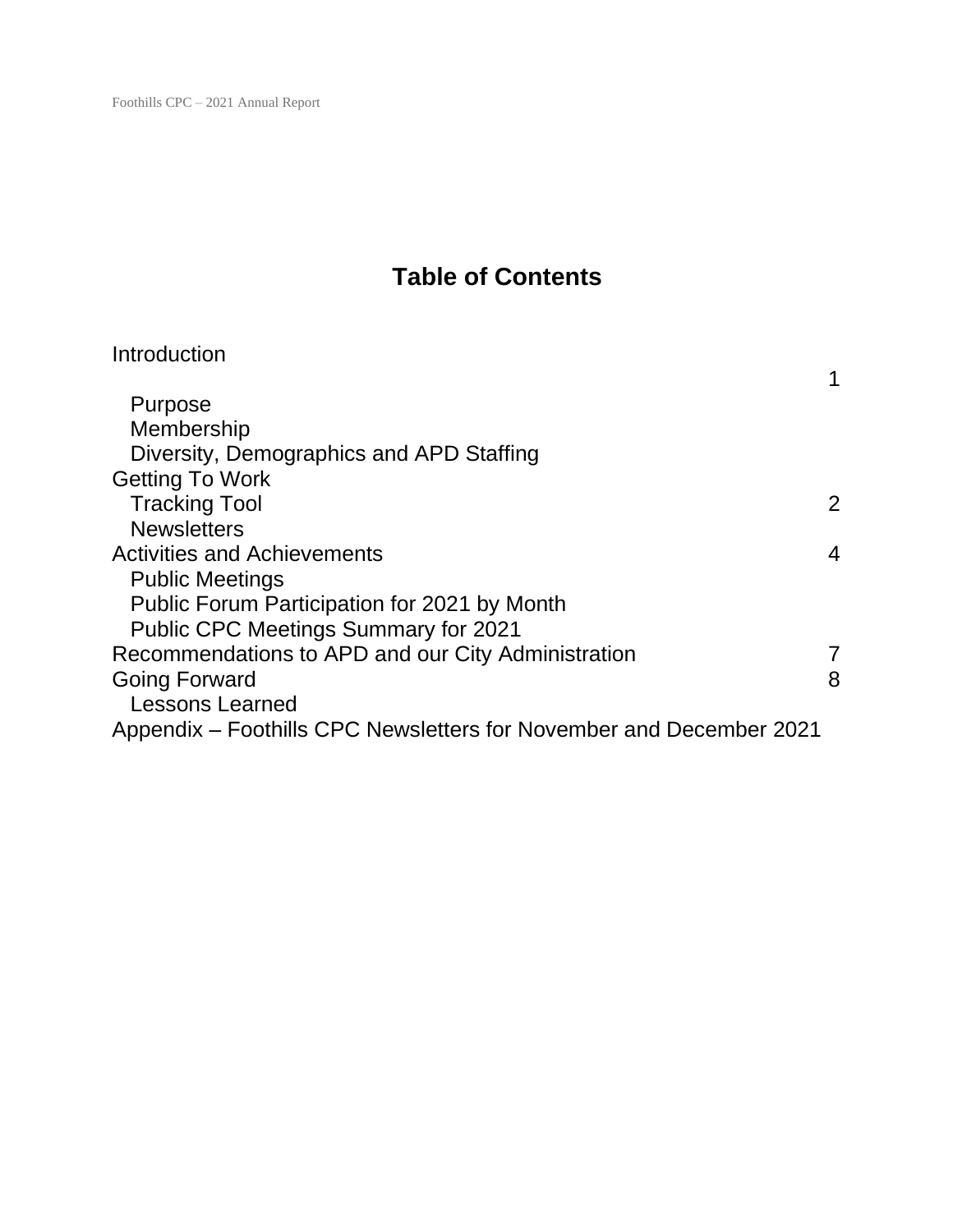# Table of Contents

| | |
|---|---|
| Introduction | 1 |
| Purpose | |
| Membership | |
| Diversity, Demographics and APD Staffing | |
| Getting To Work | |
| Tracking Tool | 2 |
| Newsletters | |
| Activities and Achievements | 4 |
| Public Meetings | |
| Public Forum Participation for 2021 by Month | |
| Public CPC Meetings Summary for 2021 | |
| Recommendations to APD and our City Administration | 7 |
| Going Forward | 8 |
| Lessons Learned | |
| Appendix – Foothills CPC Newsletters for November and December 2021 | |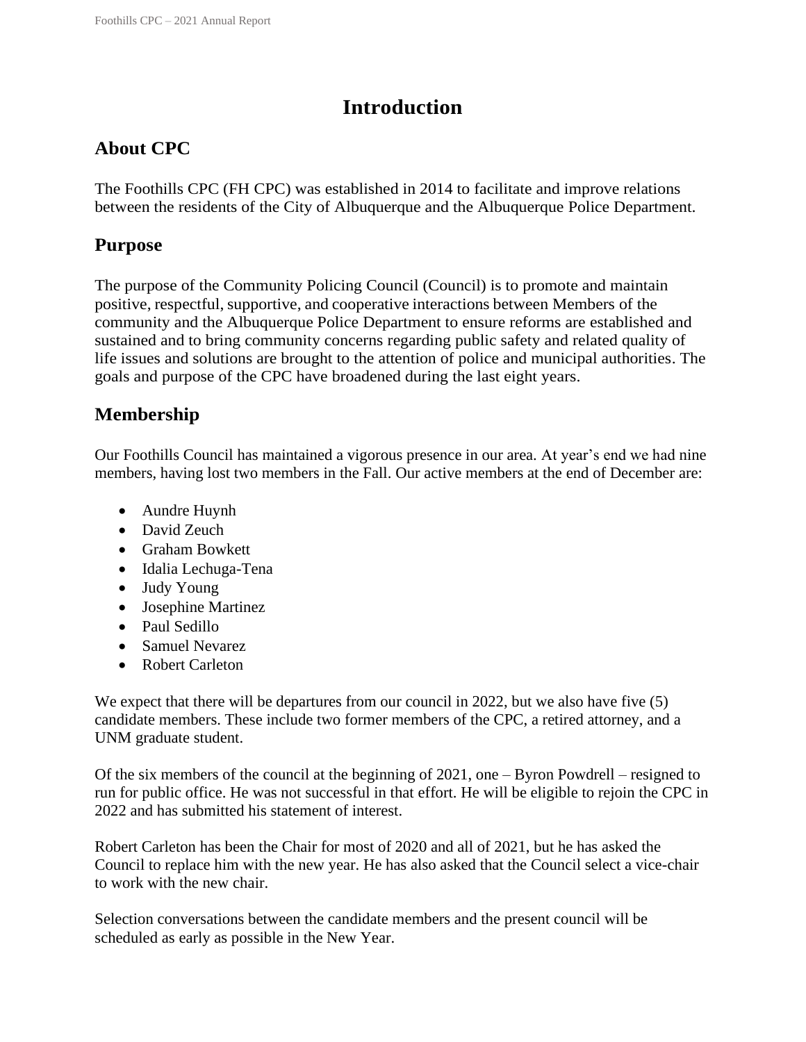# Introduction

## About CPC

The Foothills CPC (FH CPC) was established in 2014 to facilitate and improve relations between the residents of the City of Albuquerque and the Albuquerque Police Department.

## Purpose

The purpose of the Community Policing Council (Council) is to promote and maintain positive, respectful, supportive, and cooperative interactions between Members of the community and the Albuquerque Police Department to ensure reforms are established and sustained and to bring community concerns regarding public safety and related quality of life issues and solutions are brought to the attention of police and municipal authorities. The goals and purpose of the CPC have broadened during the last eight years.

## Membership

Our Foothills Council has maintained a vigorous presence in our area. At year's end we had nine members, having lost two members in the Fall. Our active members at the end of December are:

- Aundre Huynh
- David Zeuch
- Graham Bowkett
- Idalia Lechuga-Tena
- Judy Young
- Josephine Martinez
- Paul Sedillo
- Samuel Nevarez
- Robert Carleton

We expect that there will be departures from our council in 2022, but we also have five (5) candidate members. These include two former members of the CPC, a retired attorney, and a UNM graduate student.

Of the six members of the council at the beginning of 2021, one – Byron Powdrell – resigned to run for public office. He was not successful in that effort. He will be eligible to rejoin the CPC in 2022 and has submitted his statement of interest.

Robert Carleton has been the Chair for most of 2020 and all of 2021, but he has asked the Council to replace him with the new year. He has also asked that the Council select a vice-chair to work with the new chair.

Selection conversations between the candidate members and the present council will be scheduled as early as possible in the New Year.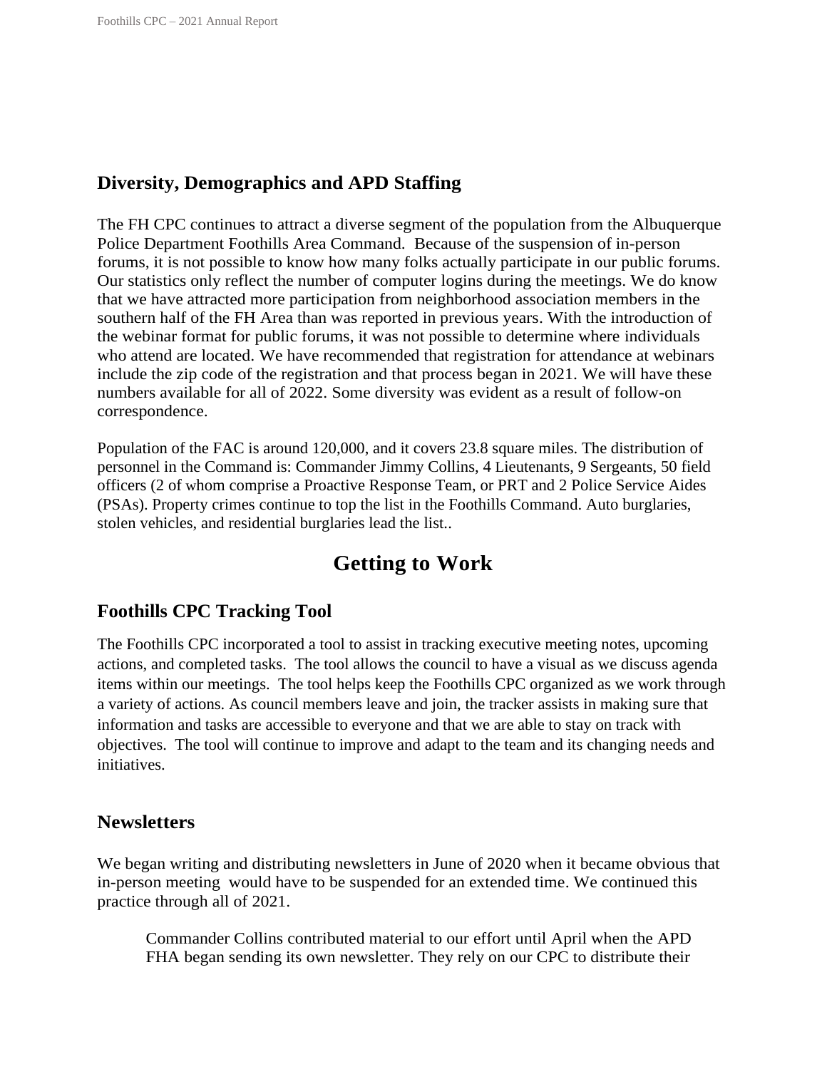## Diversity, Demographics and APD Staffing

The FH CPC continues to attract a diverse segment of the population from the Albuquerque Police Department Foothills Area Command. Because of the suspension of in-person forums, it is not possible to know how many folks actually participate in our public forums. Our statistics only reflect the number of computer logins during the meetings. We do know that we have attracted more participation from neighborhood association members in the southern half of the FH Area than was reported in previous years. With the introduction of the webinar format for public forums, it was not possible to determine where individuals who attend are located. We have recommended that registration for attendance at webinars include the zip code of the registration and that process began in 2021. We will have these numbers available for all of 2022. Some diversity was evident as a result of follow-on correspondence.

Population of the FAC is around 120,000, and it covers 23.8 square miles. The distribution of personnel in the Command is: Commander Jimmy Collins, 4 Lieutenants, 9 Sergeants, 50 field officers (2 of whom comprise a Proactive Response Team, or PRT and 2 Police Service Aides (PSAs). Property crimes continue to top the list in the Foothills Command. Auto burglaries, stolen vehicles, and residential burglaries lead the list..

# Getting to Work

## Foothills CPC Tracking Tool

The Foothills CPC incorporated a tool to assist in tracking executive meeting notes, upcoming actions, and completed tasks. The tool allows the council to have a visual as we discuss agenda items within our meetings. The tool helps keep the Foothills CPC organized as we work through a variety of actions. As council members leave and join, the tracker assists in making sure that information and tasks are accessible to everyone and that we are able to stay on track with objectives. The tool will continue to improve and adapt to the team and its changing needs and initiatives.

## Newsletters

We began writing and distributing newsletters in June of 2020 when it became obvious that in-person meeting would have to be suspended for an extended time. We continued this practice through all of 2021.

> Commander Collins contributed material to our effort until April when the APD FHA began sending its own newsletter. They rely on our CPC to distribute their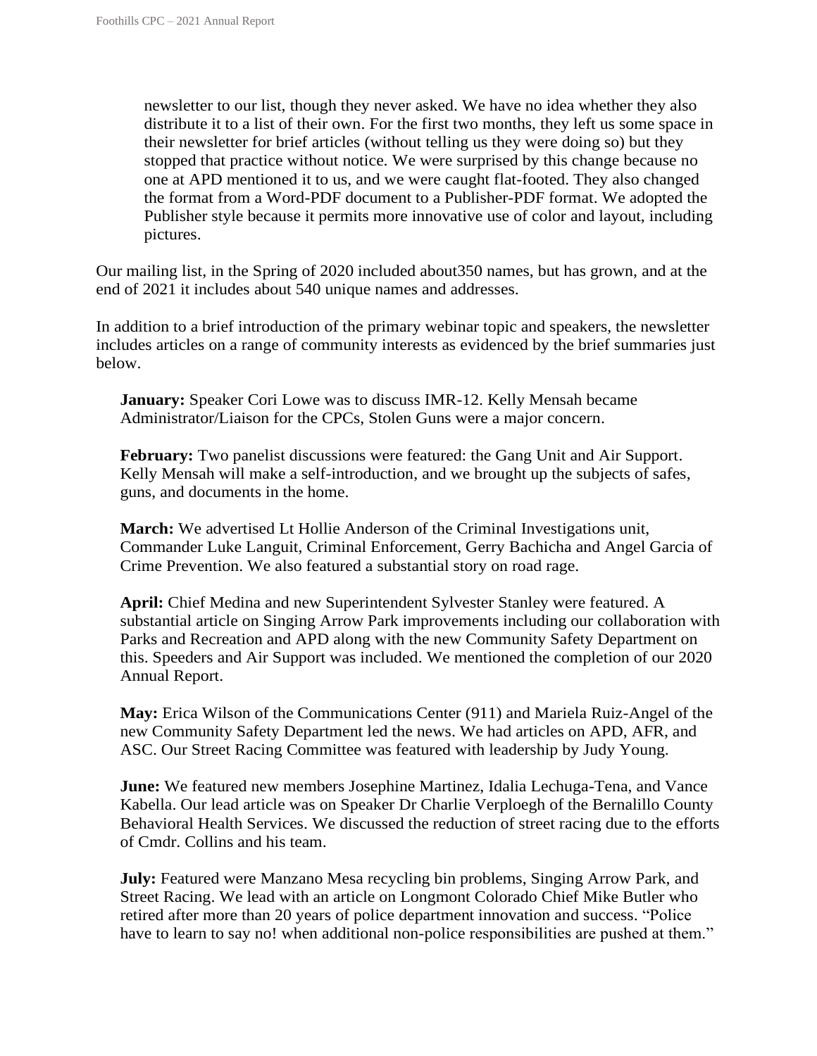newsletter to our list, though they never asked. We have no idea whether they also distribute it to a list of their own. For the first two months, they left us some space in their newsletter for brief articles (without telling us they were doing so) but they stopped that practice without notice. We were surprised by this change because no one at APD mentioned it to us, and we were caught flat-footed. They also changed the format from a Word-PDF document to a Publisher-PDF format. We adopted the Publisher style because it permits more innovative use of color and layout, including pictures.

Our mailing list, in the Spring of 2020 included about350 names, but has grown, and at the end of 2021 it includes about 540 unique names and addresses.

In addition to a brief introduction of the primary webinar topic and speakers, the newsletter includes articles on a range of community interests as evidenced by the brief summaries just below.

**January:** Speaker Cori Lowe was to discuss IMR-12. Kelly Mensah became Administrator/Liaison for the CPCs, Stolen Guns were a major concern.

**February:** Two panelist discussions were featured: the Gang Unit and Air Support. Kelly Mensah will make a self-introduction, and we brought up the subjects of safes, guns, and documents in the home.

**March:** We advertised Lt Hollie Anderson of the Criminal Investigations unit, Commander Luke Languit, Criminal Enforcement, Gerry Bachicha and Angel Garcia of Crime Prevention. We also featured a substantial story on road rage.

**April:** Chief Medina and new Superintendent Sylvester Stanley were featured. A substantial article on Singing Arrow Park improvements including our collaboration with Parks and Recreation and APD along with the new Community Safety Department on this. Speeders and Air Support was included. We mentioned the completion of our 2020 Annual Report.

**May:** Erica Wilson of the Communications Center (911) and Mariela Ruiz-Angel of the new Community Safety Department led the news. We had articles on APD, AFR, and ASC. Our Street Racing Committee was featured with leadership by Judy Young.

**June:** We featured new members Josephine Martinez, Idalia Lechuga-Tena, and Vance Kabella. Our lead article was on Speaker Dr Charlie Verploegh of the Bernalillo County Behavioral Health Services. We discussed the reduction of street racing due to the efforts of Cmdr. Collins and his team.

**July:** Featured were Manzano Mesa recycling bin problems, Singing Arrow Park, and Street Racing. We lead with an article on Longmont Colorado Chief Mike Butler who retired after more than 20 years of police department innovation and success. “Police have to learn to say no! when additional non-police responsibilities are pushed at them.”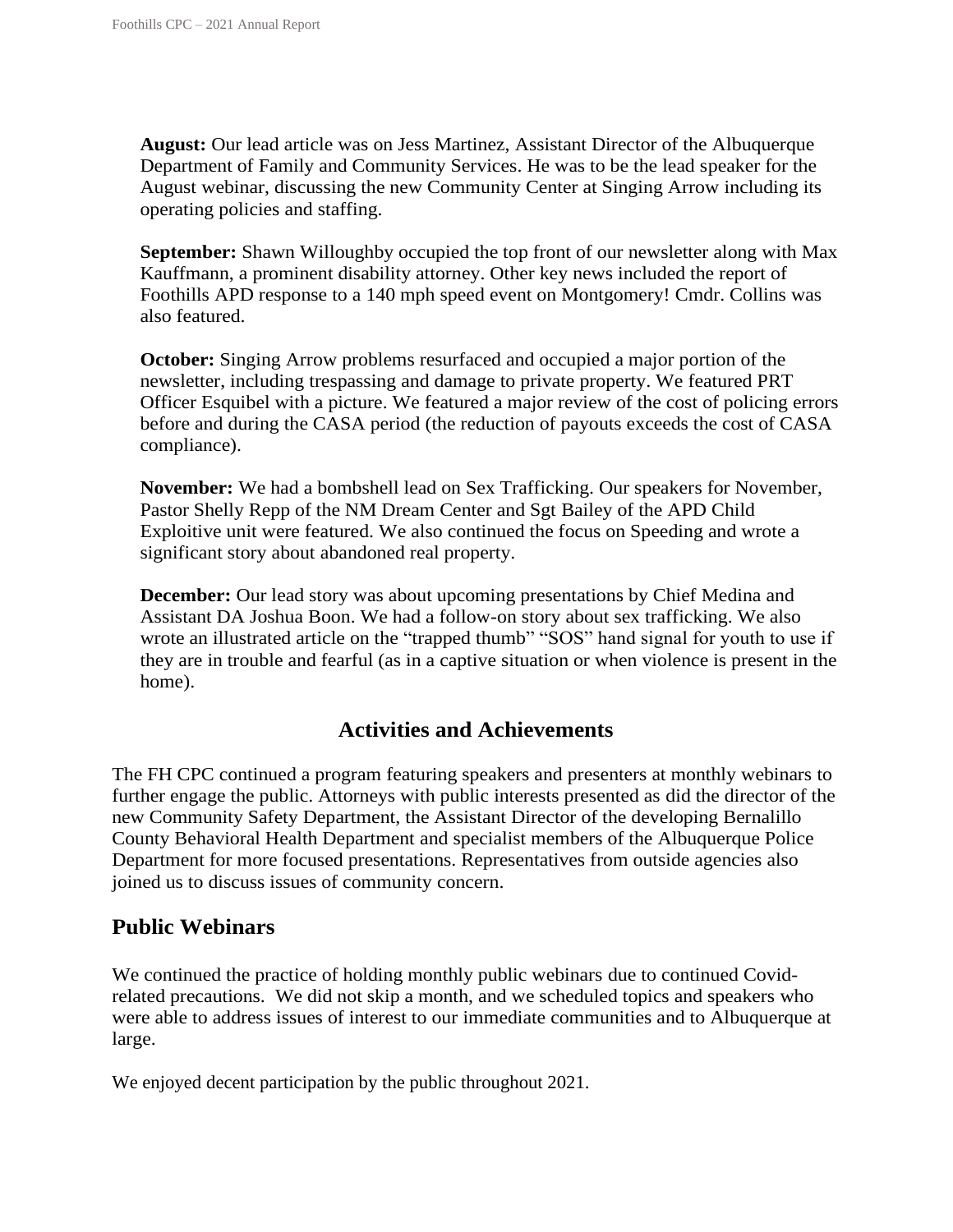**August:** Our lead article was on Jess Martinez, Assistant Director of the Albuquerque Department of Family and Community Services. He was to be the lead speaker for the August webinar, discussing the new Community Center at Singing Arrow including its operating policies and staffing.

**September:** Shawn Willoughby occupied the top front of our newsletter along with Max Kauffmann, a prominent disability attorney. Other key news included the report of Foothills APD response to a 140 mph speed event on Montgomery! Cmdr. Collins was also featured.

**October:** Singing Arrow problems resurfaced and occupied a major portion of the newsletter, including trespassing and damage to private property. We featured PRT Officer Esquibel with a picture. We featured a major review of the cost of policing errors before and during the CASA period (the reduction of payouts exceeds the cost of CASA compliance).

**November:** We had a bombshell lead on Sex Trafficking. Our speakers for November, Pastor Shelly Repp of the NM Dream Center and Sgt Bailey of the APD Child Exploitive unit were featured. We also continued the focus on Speeding and wrote a significant story about abandoned real property.

**December:** Our lead story was about upcoming presentations by Chief Medina and Assistant DA Joshua Boon. We had a follow-on story about sex trafficking. We also wrote an illustrated article on the "trapped thumb" "SOS" hand signal for youth to use if they are in trouble and fearful (as in a captive situation or when violence is present in the home).

## Activities and Achievements

The FH CPC continued a program featuring speakers and presenters at monthly webinars to further engage the public. Attorneys with public interests presented as did the director of the new Community Safety Department, the Assistant Director of the developing Bernalillo County Behavioral Health Department and specialist members of the Albuquerque Police Department for more focused presentations. Representatives from outside agencies also joined us to discuss issues of community concern.

## Public Webinars

We continued the practice of holding monthly public webinars due to continued Covid-related precautions. We did not skip a month, and we scheduled topics and speakers who were able to address issues of interest to our immediate communities and to Albuquerque at large.

We enjoyed decent participation by the public throughout 2021.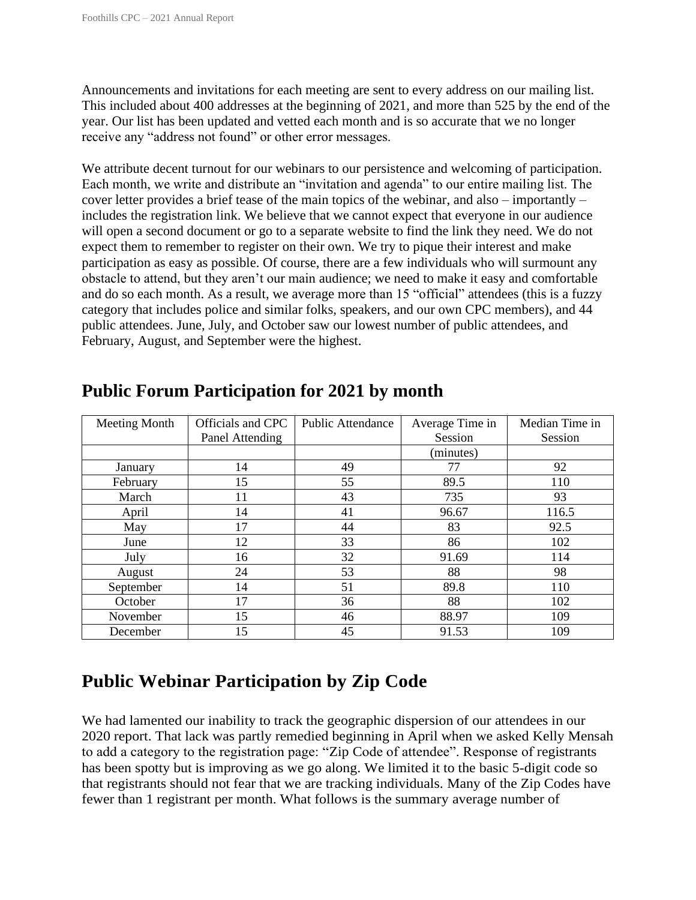Announcements and invitations for each meeting are sent to every address on our mailing list. This included about 400 addresses at the beginning of 2021, and more than 525 by the end of the year. Our list has been updated and vetted each month and is so accurate that we no longer receive any "address not found" or other error messages.

We attribute decent turnout for our webinars to our persistence and welcoming of participation. Each month, we write and distribute an "invitation and agenda" to our entire mailing list. The cover letter provides a brief tease of the main topics of the webinar, and also – importantly – includes the registration link. We believe that we cannot expect that everyone in our audience will open a second document or go to a separate website to find the link they need. We do not expect them to remember to register on their own. We try to pique their interest and make participation as easy as possible. Of course, there are a few individuals who will surmount any obstacle to attend, but they aren't our main audience; we need to make it easy and comfortable and do so each month. As a result, we average more than 15 "official" attendees (this is a fuzzy category that includes police and similar folks, speakers, and our own CPC members), and 44 public attendees. June, July, and October saw our lowest number of public attendees, and February, August, and September were the highest.

## Public Forum Participation for 2021 by month

| Meeting Month | Officials and CPC Panel Attending | Public Attendance | Average Time in Session | Median Time in Session |
|---|---|---|---|---|
| | | | (minutes) | |
| January | 14 | 49 | 77 | 92 |
| February | 15 | 55 | 89.5 | 110 |
| March | 11 | 43 | 735 | 93 |
| April | 14 | 41 | 96.67 | 116.5 |
| May | 17 | 44 | 83 | 92.5 |
| June | 12 | 33 | 86 | 102 |
| July | 16 | 32 | 91.69 | 114 |
| August | 24 | 53 | 88 | 98 |
| September | 14 | 51 | 89.8 | 110 |
| October | 17 | 36 | 88 | 102 |
| November | 15 | 46 | 88.97 | 109 |
| December | 15 | 45 | 91.53 | 109 |

## Public Webinar Participation by Zip Code

We had lamented our inability to track the geographic dispersion of our attendees in our 2020 report. That lack was partly remedied beginning in April when we asked Kelly Mensah to add a category to the registration page: "Zip Code of attendee". Response of registrants has been spotty but is improving as we go along. We limited it to the basic 5-digit code so that registrants should not fear that we are tracking individuals. Many of the Zip Codes have fewer than 1 registrant per month. What follows is the summary average number of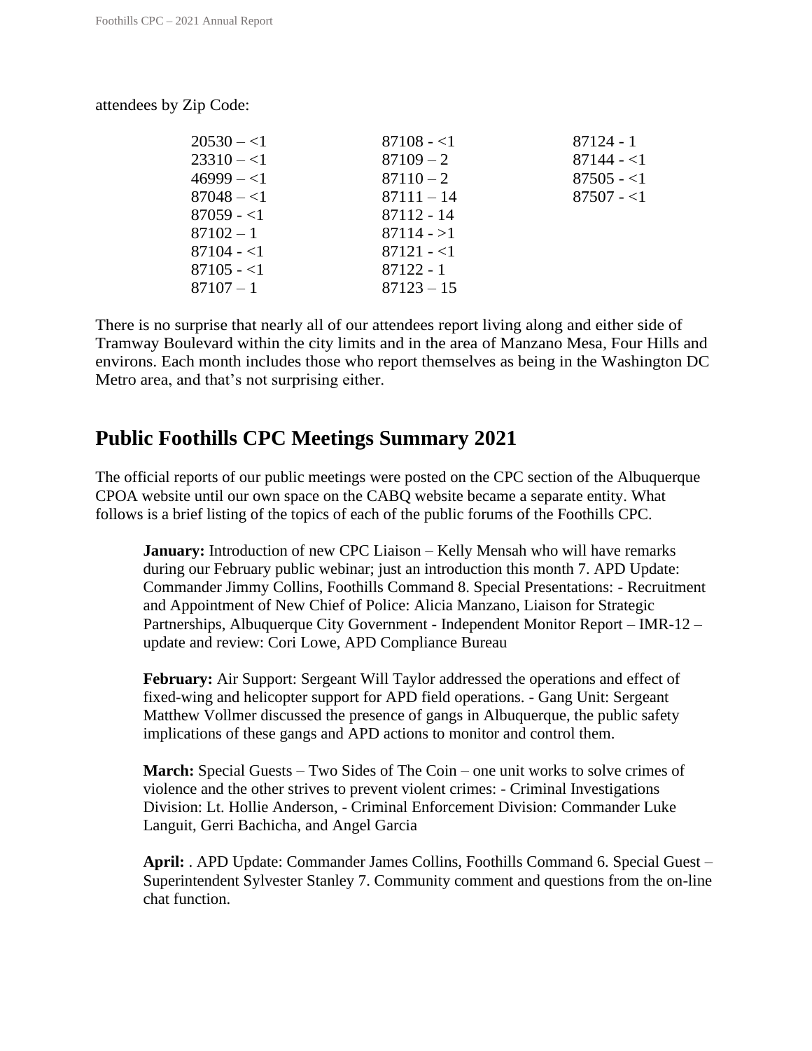attendees by Zip Code:

| | | |
|---|---|---|
| 20530 – <1 | 87108 - <1 | 87124 - 1 |
| 23310 – <1 | 87109 – 2 | 87144 - <1 |
| 46999 – <1 | 87110 – 2 | 87505 - <1 |
| 87048 – <1 | 87111 – 14 | 87507 - <1 |
| 87059 - <1 | 87112 - 14 | |
| 87102 – 1 | 87114 - >1 | |
| 87104 - <1 | 87121 - <1 | |
| 87105 - <1 | 87122 - 1 | |
| 87107 – 1 | 87123 – 15 | |

There is no surprise that nearly all of our attendees report living along and either side of Tramway Boulevard within the city limits and in the area of Manzano Mesa, Four Hills and environs. Each month includes those who report themselves as being in the Washington DC Metro area, and that's not surprising either.

## Public Foothills CPC Meetings Summary 2021

The official reports of our public meetings were posted on the CPC section of the Albuquerque CPOA website until our own space on the CABQ website became a separate entity. What follows is a brief listing of the topics of each of the public forums of the Foothills CPC.

**January:** Introduction of new CPC Liaison – Kelly Mensah who will have remarks during our February public webinar; just an introduction this month 7. APD Update: Commander Jimmy Collins, Foothills Command 8. Special Presentations: - Recruitment and Appointment of New Chief of Police: Alicia Manzano, Liaison for Strategic Partnerships, Albuquerque City Government - Independent Monitor Report – IMR-12 – update and review: Cori Lowe, APD Compliance Bureau

**February:** Air Support: Sergeant Will Taylor addressed the operations and effect of fixed-wing and helicopter support for APD field operations. - Gang Unit: Sergeant Matthew Vollmer discussed the presence of gangs in Albuquerque, the public safety implications of these gangs and APD actions to monitor and control them.

**March:** Special Guests – Two Sides of The Coin – one unit works to solve crimes of violence and the other strives to prevent violent crimes: - Criminal Investigations Division: Lt. Hollie Anderson, - Criminal Enforcement Division: Commander Luke Languit, Gerri Bachicha, and Angel Garcia

**April:** . APD Update: Commander James Collins, Foothills Command 6. Special Guest – Superintendent Sylvester Stanley 7. Community comment and questions from the on-line chat function.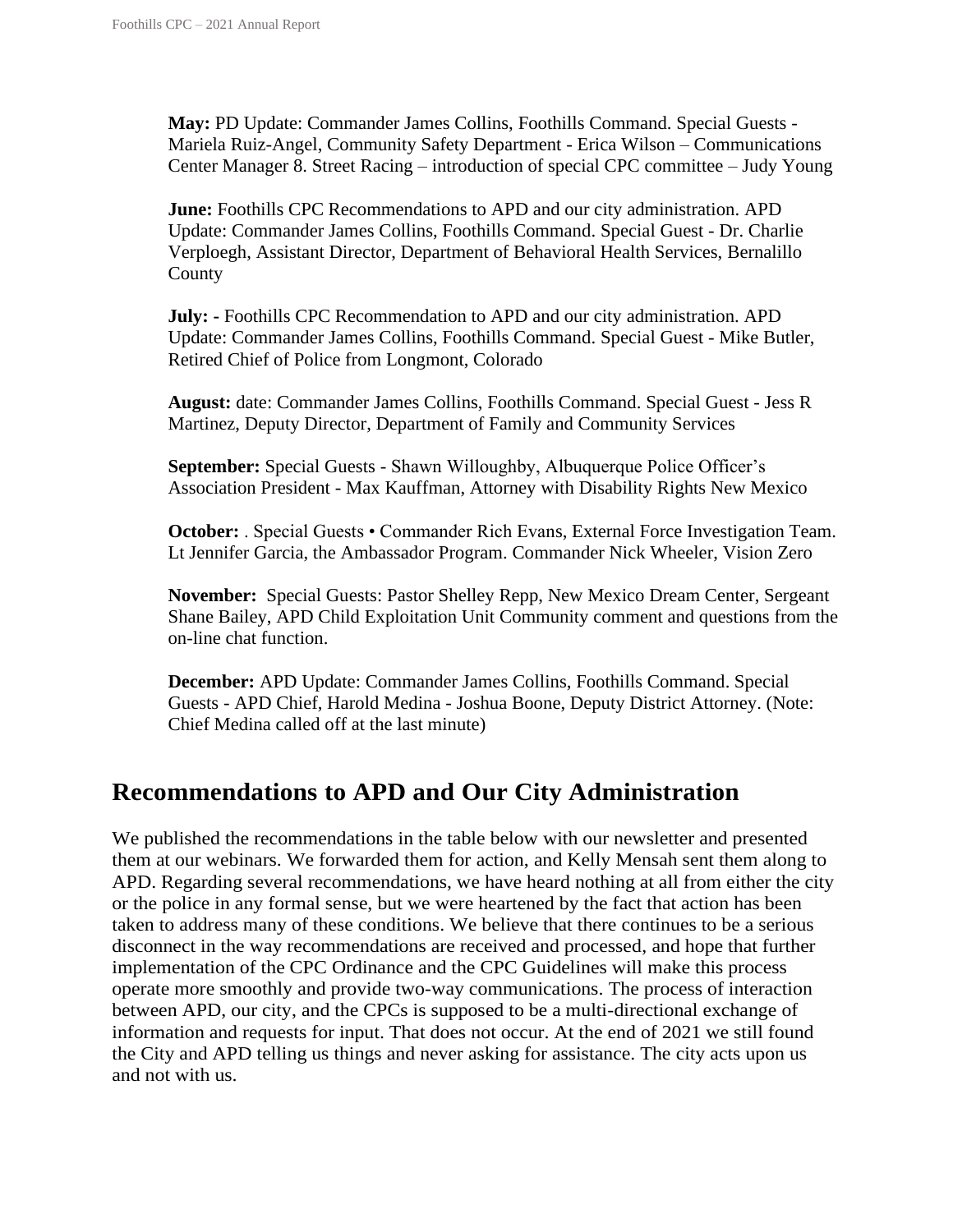**May:** PD Update: Commander James Collins, Foothills Command. Special Guests - Mariela Ruiz-Angel, Community Safety Department - Erica Wilson – Communications Center Manager 8. Street Racing – introduction of special CPC committee – Judy Young

**June:** Foothills CPC Recommendations to APD and our city administration. APD Update: Commander James Collins, Foothills Command. Special Guest - Dr. Charlie Verploegh, Assistant Director, Department of Behavioral Health Services, Bernalillo County

**July: -** Foothills CPC Recommendation to APD and our city administration. APD Update: Commander James Collins, Foothills Command. Special Guest - Mike Butler, Retired Chief of Police from Longmont, Colorado

**August:** date: Commander James Collins, Foothills Command. Special Guest - Jess R Martinez, Deputy Director, Department of Family and Community Services

**September:** Special Guests - Shawn Willoughby, Albuquerque Police Officer's Association President - Max Kauffman, Attorney with Disability Rights New Mexico

**October:** . Special Guests • Commander Rich Evans, External Force Investigation Team. Lt Jennifer Garcia, the Ambassador Program. Commander Nick Wheeler, Vision Zero

**November:** Special Guests: Pastor Shelley Repp, New Mexico Dream Center, Sergeant Shane Bailey, APD Child Exploitation Unit Community comment and questions from the on-line chat function.

**December:** APD Update: Commander James Collins, Foothills Command. Special Guests - APD Chief, Harold Medina - Joshua Boone, Deputy District Attorney. (Note: Chief Medina called off at the last minute)

## Recommendations to APD and Our City Administration

We published the recommendations in the table below with our newsletter and presented them at our webinars. We forwarded them for action, and Kelly Mensah sent them along to APD. Regarding several recommendations, we have heard nothing at all from either the city or the police in any formal sense, but we were heartened by the fact that action has been taken to address many of these conditions. We believe that there continues to be a serious disconnect in the way recommendations are received and processed, and hope that further implementation of the CPC Ordinance and the CPC Guidelines will make this process operate more smoothly and provide two-way communications. The process of interaction between APD, our city, and the CPCs is supposed to be a multi-directional exchange of information and requests for input. That does not occur. At the end of 2021 we still found the City and APD telling us things and never asking for assistance. The city acts upon us and not with us.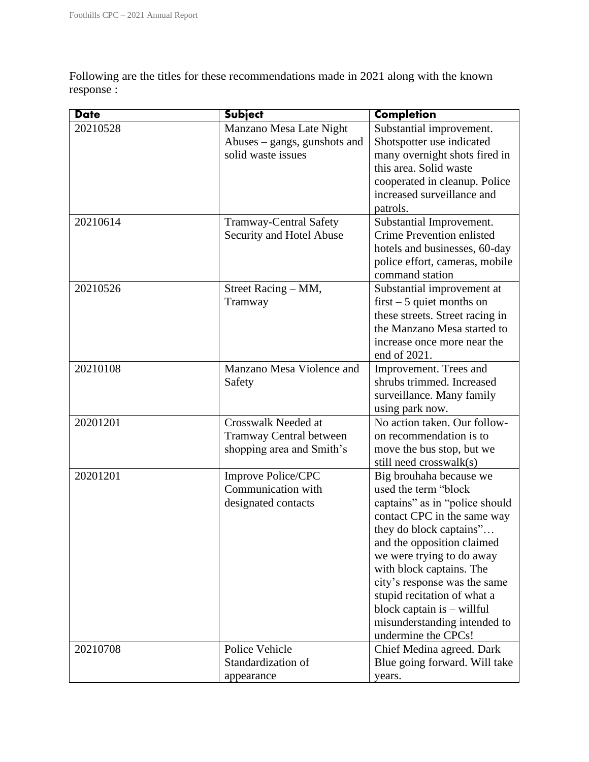Following are the titles for these recommendations made in 2021 along with the known response :

| Date | Subject | Completion |
|---|---|---|
| 20210528 | Manzano Mesa Late Night Abuses – gangs, gunshots and solid waste issues | Substantial improvement. Shotspotter use indicated many overnight shots fired in this area. Solid waste cooperated in cleanup. Police increased surveillance and patrols. |
| 20210614 | Tramway-Central Safety Security and Hotel Abuse | Substantial Improvement. Crime Prevention enlisted hotels and businesses, 60-day police effort, cameras, mobile command station |
| 20210526 | Street Racing – MM, Tramway | Substantial improvement at first – 5 quiet months on these streets. Street racing in the Manzano Mesa started to increase once more near the end of 2021. |
| 20210108 | Manzano Mesa Violence and Safety | Improvement. Trees and shrubs trimmed. Increased surveillance. Many family using park now. |
| 20201201 | Crosswalk Needed at Tramway Central between shopping area and Smith's | No action taken. Our follow-on recommendation is to move the bus stop, but we still need crosswalk(s) |
| 20201201 | Improve Police/CPC Communication with designated contacts | Big brouhaha because we used the term "block captains" as in "police should contact CPC in the same way they do block captains"… and the opposition claimed we were trying to do away with block captains. The city's response was the same stupid recitation of what a block captain is – willful misunderstanding intended to undermine the CPCs! |
| 20210708 | Police Vehicle Standardization of appearance | Chief Medina agreed. Dark Blue going forward. Will take years. |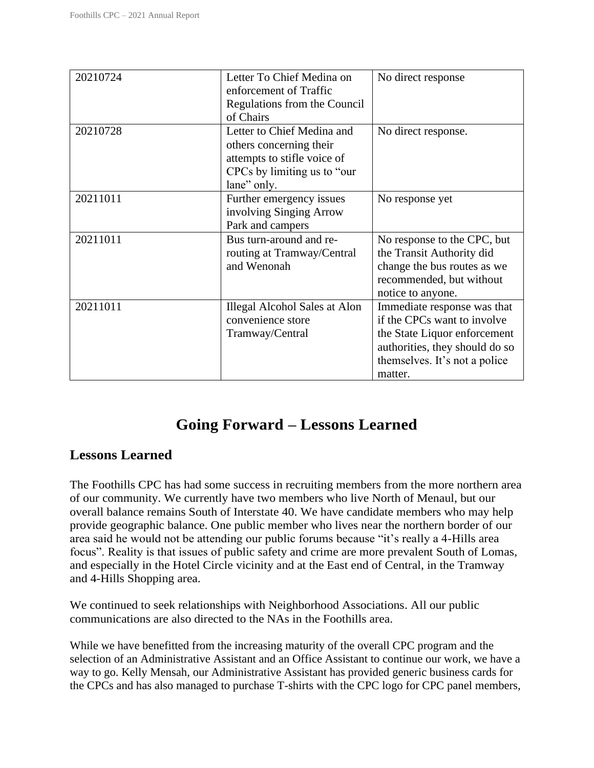| | | |
|---|---|---|
| 20210724 | Letter To Chief Medina on enforcement of Traffic Regulations from the Council of Chairs | No direct response |
| 20210728 | Letter to Chief Medina and others concerning their attempts to stifle voice of CPCs by limiting us to "our lane" only. | No direct response. |
| 20211011 | Further emergency issues involving Singing Arrow Park and campers | No response yet |
| 20211011 | Bus turn-around and re-routing at Tramway/Central and Wenonah | No response to the CPC, but the Transit Authority did change the bus routes as we recommended, but without notice to anyone. |
| 20211011 | Illegal Alcohol Sales at Alon convenience store Tramway/Central | Immediate response was that if the CPCs want to involve the State Liquor enforcement authorities, they should do so themselves. It's not a police matter. |

# Going Forward – Lessons Learned

## Lessons Learned

The Foothills CPC has had some success in recruiting members from the more northern area of our community. We currently have two members who live North of Menaul, but our overall balance remains South of Interstate 40. We have candidate members who may help provide geographic balance. One public member who lives near the northern border of our area said he would not be attending our public forums because "it's really a 4-Hills area focus". Reality is that issues of public safety and crime are more prevalent South of Lomas, and especially in the Hotel Circle vicinity and at the East end of Central, in the Tramway and 4-Hills Shopping area.

We continued to seek relationships with Neighborhood Associations. All our public communications are also directed to the NAs in the Foothills area.

While we have benefitted from the increasing maturity of the overall CPC program and the selection of an Administrative Assistant and an Office Assistant to continue our work, we have a way to go. Kelly Mensah, our Administrative Assistant has provided generic business cards for the CPCs and has also managed to purchase T-shirts with the CPC logo for CPC panel members,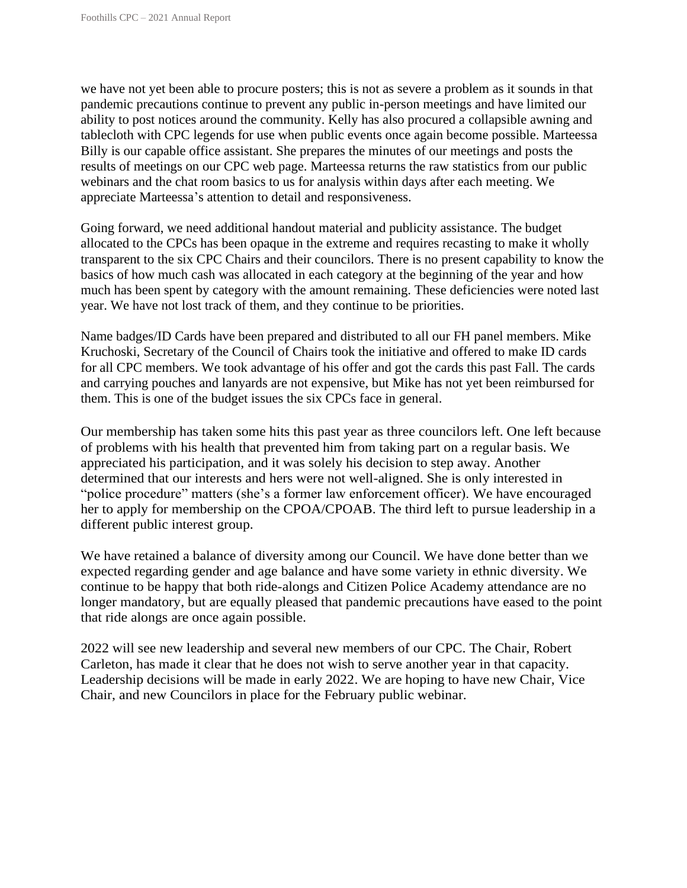we have not yet been able to procure posters; this is not as severe a problem as it sounds in that pandemic precautions continue to prevent any public in-person meetings and have limited our ability to post notices around the community. Kelly has also procured a collapsible awning and tablecloth with CPC legends for use when public events once again become possible. Marteessa Billy is our capable office assistant. She prepares the minutes of our meetings and posts the results of meetings on our CPC web page. Marteessa returns the raw statistics from our public webinars and the chat room basics to us for analysis within days after each meeting. We appreciate Marteessa's attention to detail and responsiveness.

Going forward, we need additional handout material and publicity assistance. The budget allocated to the CPCs has been opaque in the extreme and requires recasting to make it wholly transparent to the six CPC Chairs and their councilors. There is no present capability to know the basics of how much cash was allocated in each category at the beginning of the year and how much has been spent by category with the amount remaining. These deficiencies were noted last year. We have not lost track of them, and they continue to be priorities.

Name badges/ID Cards have been prepared and distributed to all our FH panel members. Mike Kruchoski, Secretary of the Council of Chairs took the initiative and offered to make ID cards for all CPC members. We took advantage of his offer and got the cards this past Fall. The cards and carrying pouches and lanyards are not expensive, but Mike has not yet been reimbursed for them. This is one of the budget issues the six CPCs face in general.

Our membership has taken some hits this past year as three councilors left. One left because of problems with his health that prevented him from taking part on a regular basis. We appreciated his participation, and it was solely his decision to step away. Another determined that our interests and hers were not well-aligned. She is only interested in "police procedure" matters (she's a former law enforcement officer). We have encouraged her to apply for membership on the CPOA/CPOAB. The third left to pursue leadership in a different public interest group.

We have retained a balance of diversity among our Council. We have done better than we expected regarding gender and age balance and have some variety in ethnic diversity. We continue to be happy that both ride-alongs and Citizen Police Academy attendance are no longer mandatory, but are equally pleased that pandemic precautions have eased to the point that ride alongs are once again possible.

2022 will see new leadership and several new members of our CPC. The Chair, Robert Carleton, has made it clear that he does not wish to serve another year in that capacity. Leadership decisions will be made in early 2022. We are hoping to have new Chair, Vice Chair, and new Councilors in place for the February public webinar.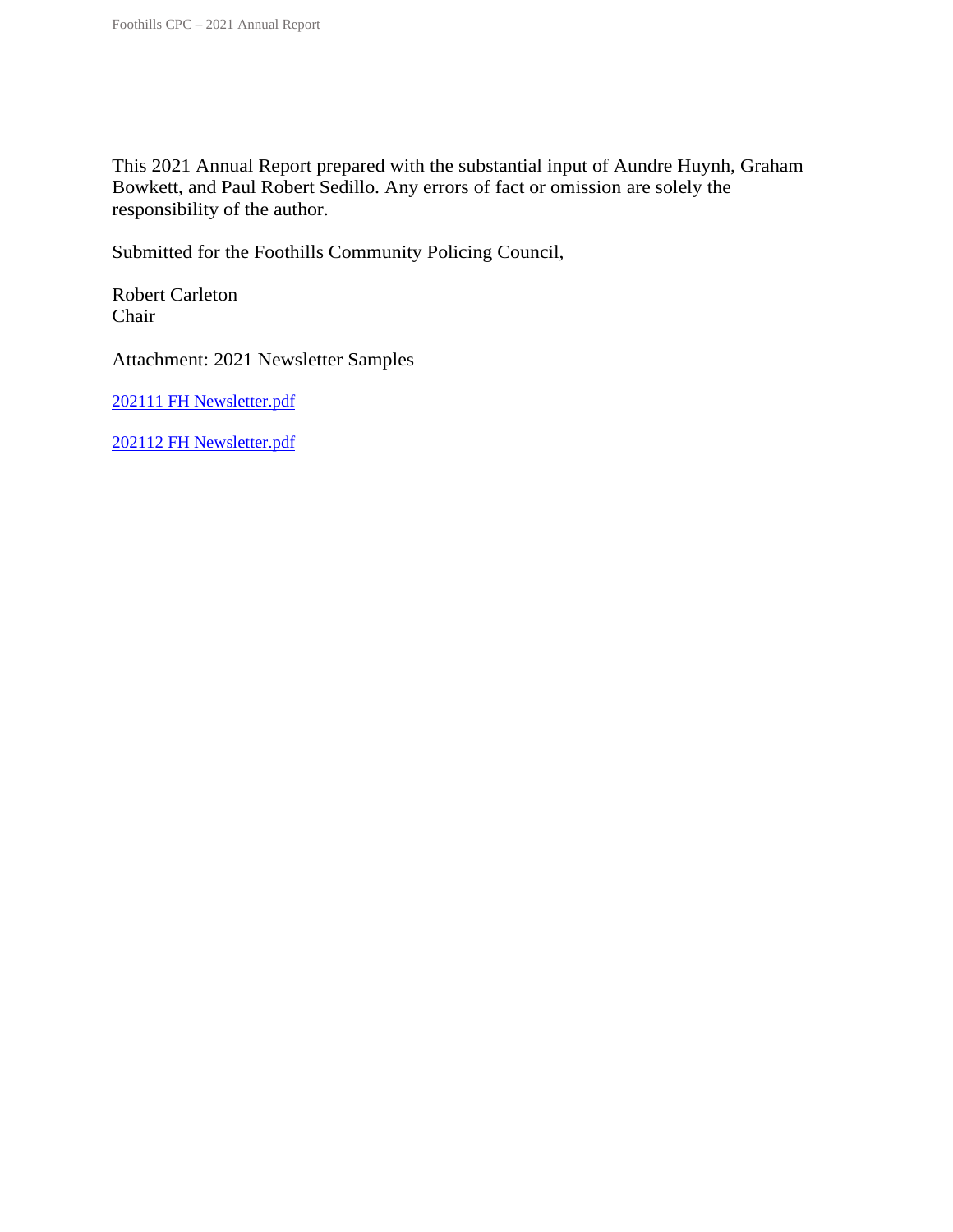This 2021 Annual Report prepared with the substantial input of Aundre Huynh, Graham Bowkett, and Paul Robert Sedillo. Any errors of fact or omission are solely the responsibility of the author.

Submitted for the Foothills Community Policing Council,

Robert Carleton
Chair

Attachment: 2021 Newsletter Samples

202111 FH Newsletter.pdf

202112 FH Newsletter.pdf